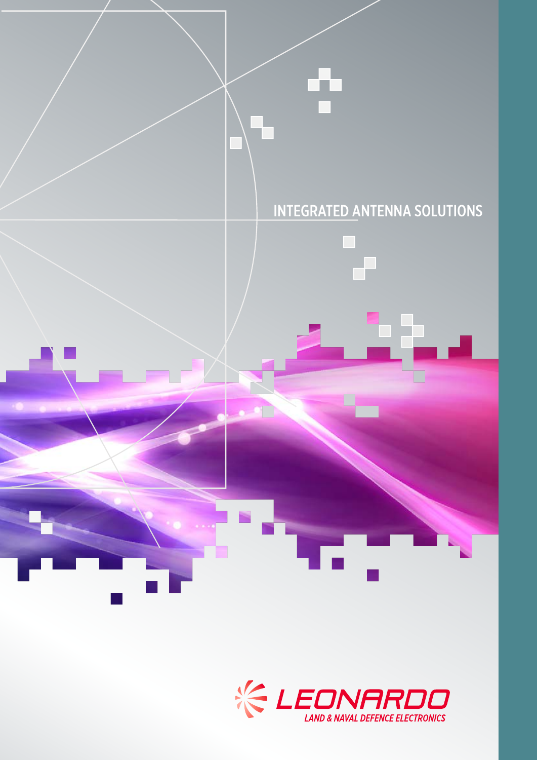# INTEGRATED ANTENNA SOLUTIONS

LEONARDO

LAND & NAVAL DEFENCE ELECTRONICS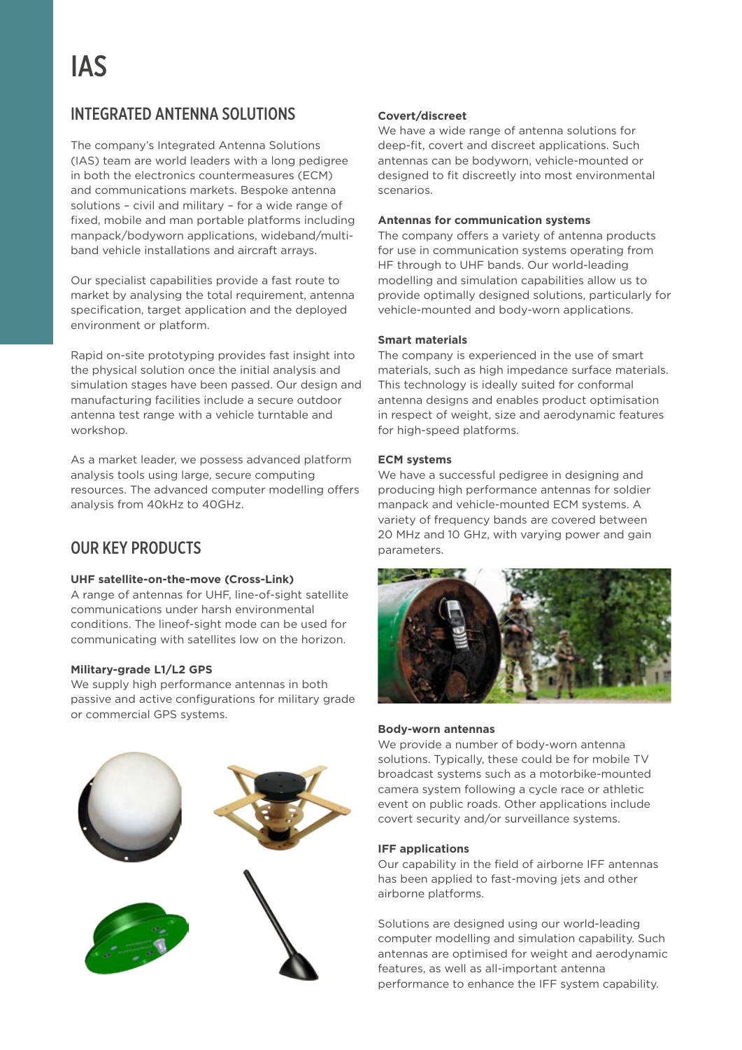# IAS

## INTEGRATED ANTENNA SOLUTIONS

The company's Integrated Antenna Solutions (IAS) team are world leaders with a long pedigree in both the electronics countermeasures (ECM) and communications markets. Bespoke antenna solutions – civil and military – for a wide range of fixed, mobile and man portable platforms including manpack/bodyworn applications, wideband/multi-band vehicle installations and aircraft arrays.

Our specialist capabilities provide a fast route to market by analysing the total requirement, antenna specification, target application and the deployed environment or platform.

Rapid on-site prototyping provides fast insight into the physical solution once the initial analysis and simulation stages have been passed. Our design and manufacturing facilities include a secure outdoor antenna test range with a vehicle turntable and workshop.

As a market leader, we possess advanced platform analysis tools using large, secure computing resources. The advanced computer modelling offers analysis from 40kHz to 40GHz.

## OUR KEY PRODUCTS

**UHF satellite-on-the-move (Cross-Link)**
A range of antennas for UHF, line-of-sight satellite communications under harsh environmental conditions. The lineof-sight mode can be used for communicating with satellites low on the horizon.

**Military-grade L1/L2 GPS**
We supply high performance antennas in both passive and active configurations for military grade or commercial GPS systems.

**Covert/discreet**
We have a wide range of antenna solutions for deep-fit, covert and discreet applications. Such antennas can be bodyworn, vehicle-mounted or designed to fit discreetly into most environmental scenarios.

**Antennas for communication systems**
The company offers a variety of antenna products for use in communication systems operating from HF through to UHF bands. Our world-leading modelling and simulation capabilities allow us to provide optimally designed solutions, particularly for vehicle-mounted and body-worn applications.

**Smart materials**
The company is experienced in the use of smart materials, such as high impedance surface materials. This technology is ideally suited for conformal antenna designs and enables product optimisation in respect of weight, size and aerodynamic features for high-speed platforms.

**ECM systems**
We have a successful pedigree in designing and producing high performance antennas for soldier manpack and vehicle-mounted ECM systems. A variety of frequency bands are covered between 20 MHz and 10 GHz, with varying power and gain parameters.

**Body-worn antennas**
We provide a number of body-worn antenna solutions. Typically, these could be for mobile TV broadcast systems such as a motorbike-mounted camera system following a cycle race or athletic event on public roads. Other applications include covert security and/or surveillance systems.

**IFF applications**
Our capability in the field of airborne IFF antennas has been applied to fast-moving jets and other airborne platforms.

Solutions are designed using our world-leading computer modelling and simulation capability. Such antennas are optimised for weight and aerodynamic features, as well as all-important antenna performance to enhance the IFF system capability.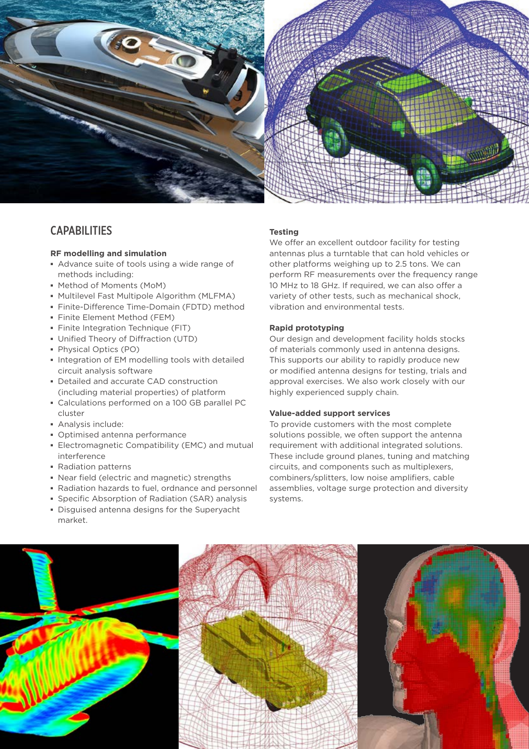## CAPABILITIES

**RF modelling and simulation**

- Advance suite of tools using a wide range of methods including:
- Method of Moments (MoM)
- Multilevel Fast Multipole Algorithm (MLFMA)
- Finite-Difference Time-Domain (FDTD) method
- Finite Element Method (FEM)
- Finite Integration Technique (FIT)
- Unified Theory of Diffraction (UTD)
- Physical Optics (PO)
- Integration of EM modelling tools with detailed circuit analysis software
- Detailed and accurate CAD construction (including material properties) of platform
- Calculations performed on a 100 GB parallel PC cluster
- Analysis include:
- Optimised antenna performance
- Electromagnetic Compatibility (EMC) and mutual interference
- Radiation patterns
- Near field (electric and magnetic) strengths
- Radiation hazards to fuel, ordnance and personnel
- Specific Absorption of Radiation (SAR) analysis
- Disguised antenna designs for the Superyacht market.

**Testing**

We offer an excellent outdoor facility for testing antennas plus a turntable that can hold vehicles or other platforms weighing up to 2.5 tons. We can perform RF measurements over the frequency range 10 MHz to 18 GHz. If required, we can also offer a variety of other tests, such as mechanical shock, vibration and environmental tests.

**Rapid prototyping**

Our design and development facility holds stocks of materials commonly used in antenna designs. This supports our ability to rapidly produce new or modified antenna designs for testing, trials and approval exercises. We also work closely with our highly experienced supply chain.

**Value-added support services**

To provide customers with the most complete solutions possible, we often support the antenna requirement with additional integrated solutions. These include ground planes, tuning and matching circuits, and components such as multiplexers, combiners/splitters, low noise amplifiers, cable assemblies, voltage surge protection and diversity systems.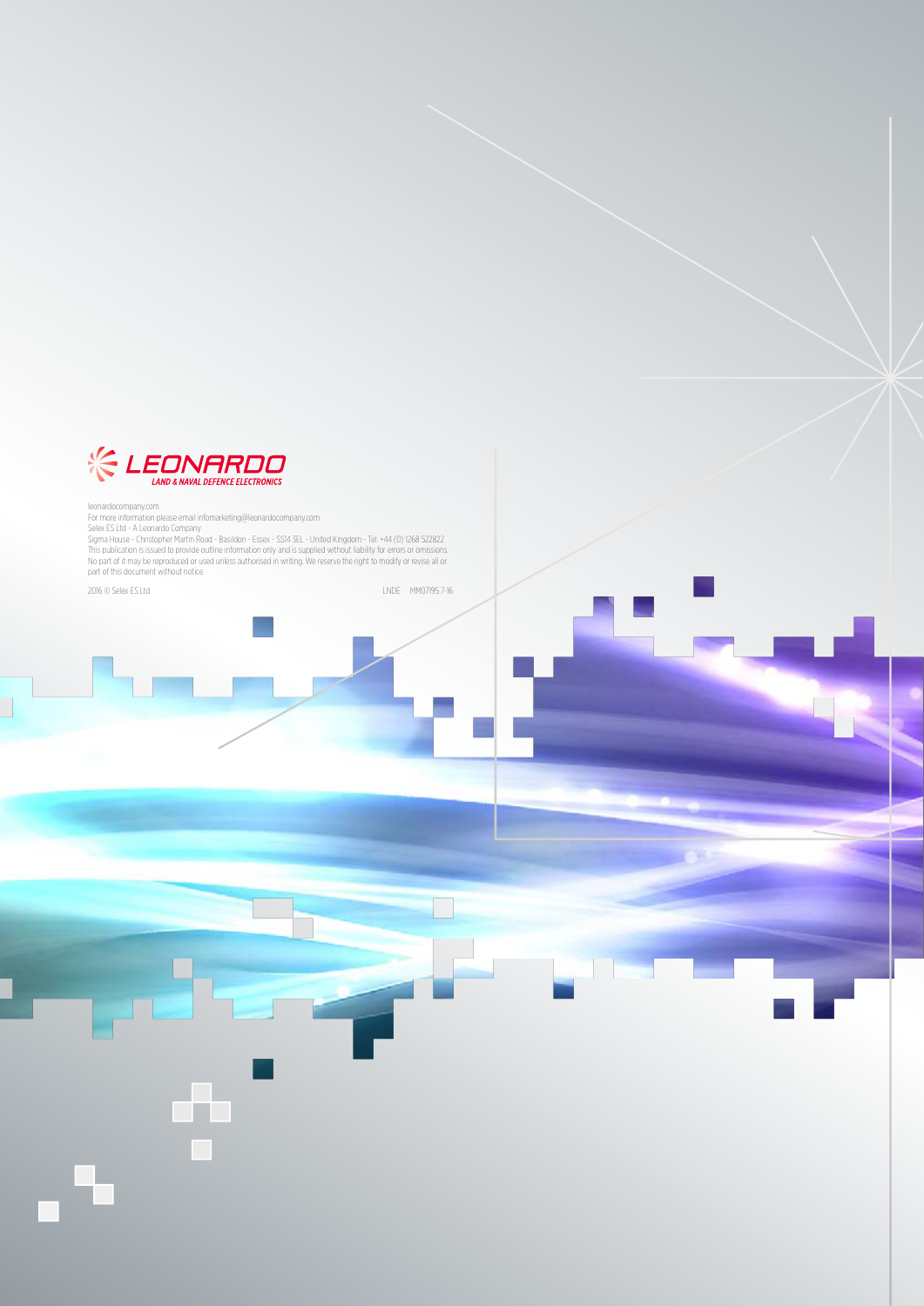LEONARDO

LAND & NAVAL DEFENCE ELECTRONICS

leonardocompany.com

For more information please email infomarketing@leonardocompany.com

Selex ES Ltd - A Leonardo Company

Sigma House - Christopher Martin Road - Basildon - Essex - SS14 3EL - United Kingdom - Tel: +44 (0) 1268 522822

This publication is issued to provide outline information only and is supplied without liability for errors or omissions. No part of it may be reproduced or used unless authorised in writing. We reserve the right to modify or revise all or part of this document without notice.

2016 © Selex ES Ltd

LNDE MM07195 7-16